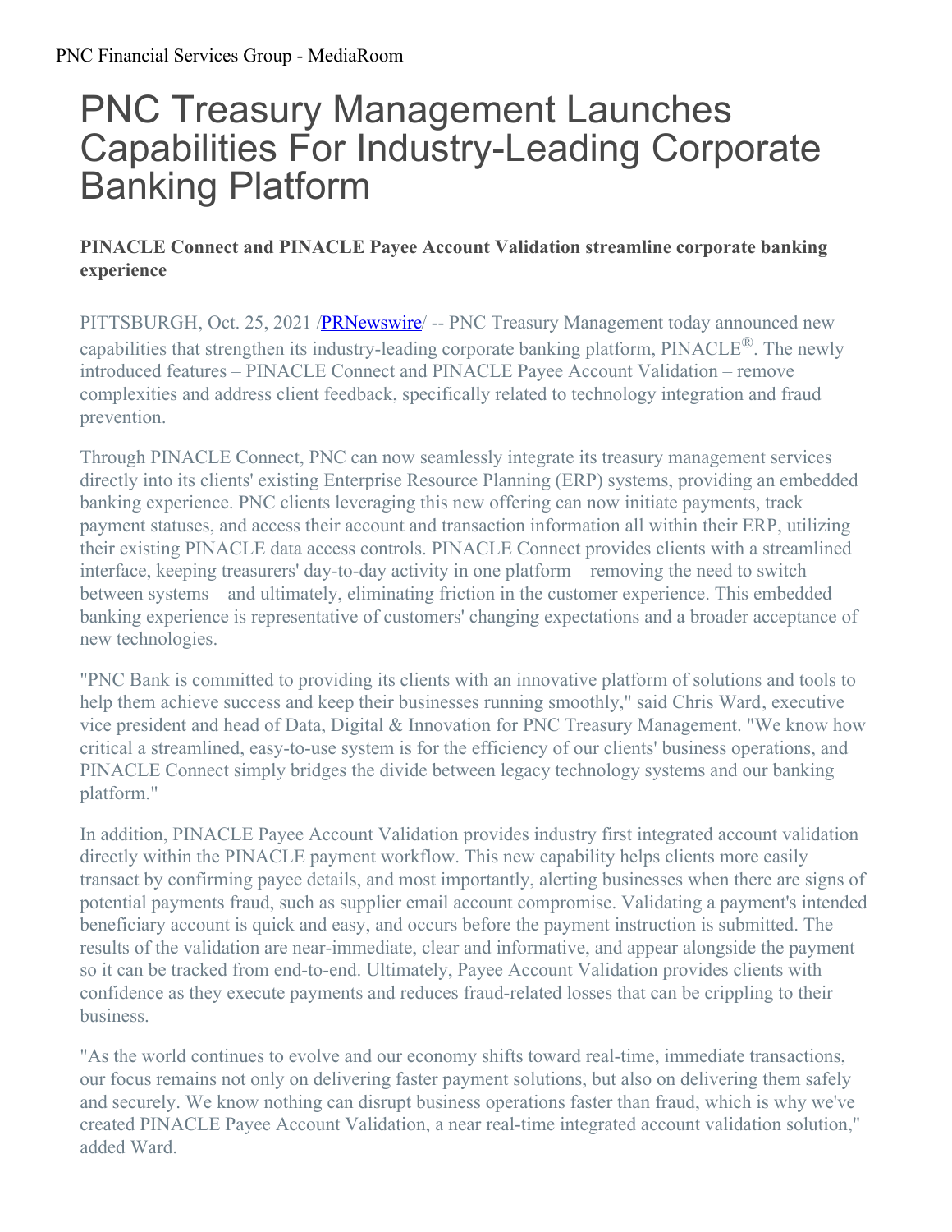# PNC Treasury Management Launches Capabilities For Industry-Leading Corporate Banking Platform

**PINACLE Connect and PINACLE Payee Account Validation streamline corporate banking experience**

PITTSBURGH, Oct. 25, 2021 /PRNewswire/ -- PNC Treasury Management today announced new capabilities that strengthen its industry-leading corporate banking platform, PINACLE®. The newly introduced features – PINACLE Connect and PINACLE Payee Account Validation – remove complexities and address client feedback, specifically related to technology integration and fraud prevention.

Through PINACLE Connect, PNC can now seamlessly integrate its treasury management services directly into its clients' existing Enterprise Resource Planning (ERP) systems, providing an embedded banking experience. PNC clients leveraging this new offering can now initiate payments, track payment statuses, and access their account and transaction information all within their ERP, utilizing their existing PINACLE data access controls. PINACLE Connect provides clients with a streamlined interface, keeping treasurers' day-to-day activity in one platform – removing the need to switch between systems – and ultimately, eliminating friction in the customer experience. This embedded banking experience is representative of customers' changing expectations and a broader acceptance of new technologies.

"PNC Bank is committed to providing its clients with an innovative platform of solutions and tools to help them achieve success and keep their businesses running smoothly," said Chris Ward, executive vice president and head of Data, Digital & Innovation for PNC Treasury Management. "We know how critical a streamlined, easy-to-use system is for the efficiency of our clients' business operations, and PINACLE Connect simply bridges the divide between legacy technology systems and our banking platform."

In addition, PINACLE Payee Account Validation provides industry first integrated account validation directly within the PINACLE payment workflow. This new capability helps clients more easily transact by confirming payee details, and most importantly, alerting businesses when there are signs of potential payments fraud, such as supplier email account compromise. Validating a payment's intended beneficiary account is quick and easy, and occurs before the payment instruction is submitted. The results of the validation are near-immediate, clear and informative, and appear alongside the payment so it can be tracked from end-to-end. Ultimately, Payee Account Validation provides clients with confidence as they execute payments and reduces fraud-related losses that can be crippling to their business.

"As the world continues to evolve and our economy shifts toward real-time, immediate transactions, our focus remains not only on delivering faster payment solutions, but also on delivering them safely and securely. We know nothing can disrupt business operations faster than fraud, which is why we've created PINACLE Payee Account Validation, a near real-time integrated account validation solution," added Ward.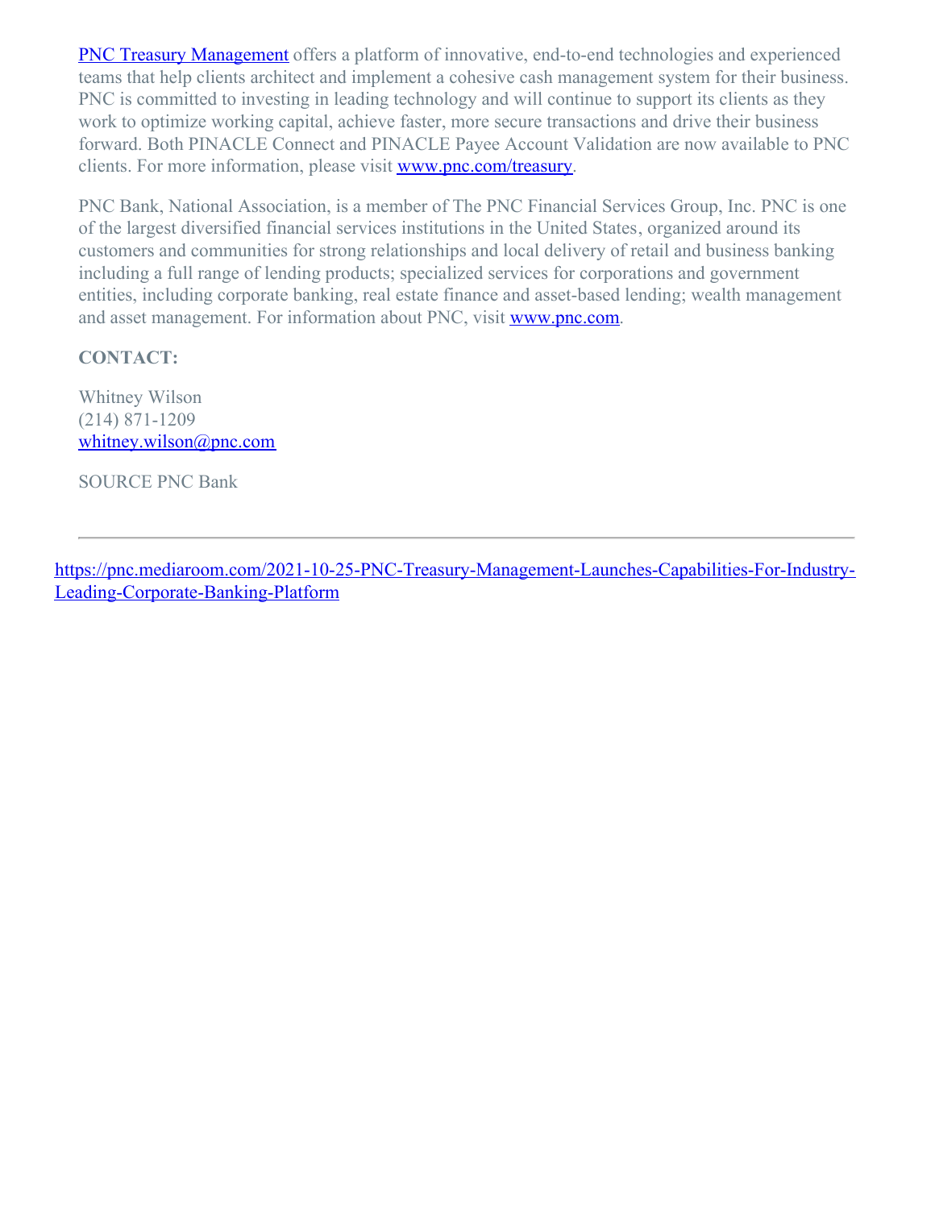PNC Treasury Management offers a platform of innovative, end-to-end technologies and experienced teams that help clients architect and implement a cohesive cash management system for their business. PNC is committed to investing in leading technology and will continue to support its clients as they work to optimize working capital, achieve faster, more secure transactions and drive their business forward. Both PINACLE Connect and PINACLE Payee Account Validation are now available to PNC clients. For more information, please visit www.pnc.com/treasury.

PNC Bank, National Association, is a member of The PNC Financial Services Group, Inc. PNC is one of the largest diversified financial services institutions in the United States, organized around its customers and communities for strong relationships and local delivery of retail and business banking including a full range of lending products; specialized services for corporations and government entities, including corporate banking, real estate finance and asset-based lending; wealth management and asset management. For information about PNC, visit www.pnc.com.

**CONTACT:**

Whitney Wilson  
(214) 871-1209  
whitney.wilson@pnc.com

SOURCE PNC Bank

---

https://pnc.mediaroom.com/2021-10-25-PNC-Treasury-Management-Launches-Capabilities-For-Industry-Leading-Corporate-Banking-Platform